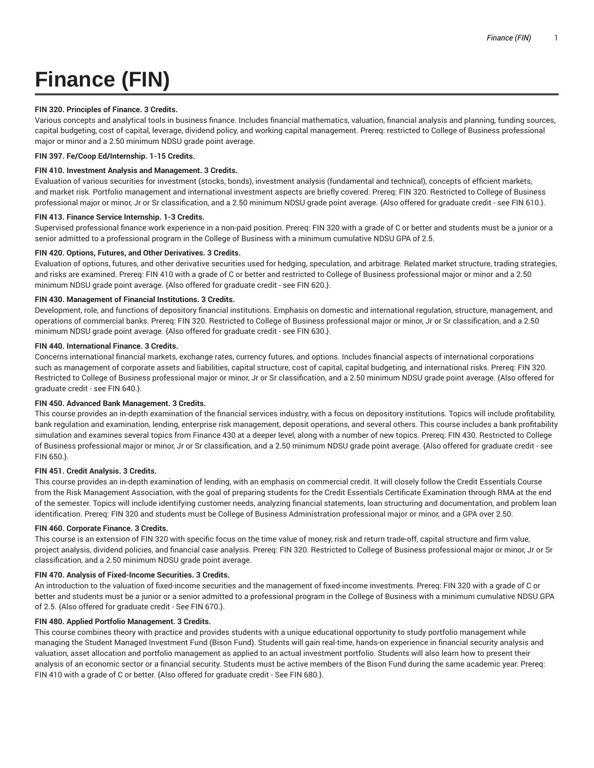# Finance (FIN)

**FIN 320. Principles of Finance. 3 Credits.**

Various concepts and analytical tools in business finance. Includes financial mathematics, valuation, financial analysis and planning, funding sources, capital budgeting, cost of capital, leverage, dividend policy, and working capital management. Prereq: restricted to College of Business professional major or minor and a 2.50 minimum NDSU grade point average.

**FIN 397. Fe/Coop Ed/Internship. 1-15 Credits.**

**FIN 410. Investment Analysis and Management. 3 Credits.**

Evaluation of various securities for investment (stocks, bonds), investment analysis (fundamental and technical), concepts of efficient markets, and market risk. Portfolio management and international investment aspects are briefly covered. Prereq: FIN 320. Restricted to College of Business professional major or minor, Jr or Sr classification, and a 2.50 minimum NDSU grade point average. {Also offered for graduate credit - see FIN 610.}.

**FIN 413. Finance Service Internship. 1-3 Credits.**

Supervised professional finance work experience in a non-paid position. Prereq: FIN 320 with a grade of C or better and students must be a junior or a senior admitted to a professional program in the College of Business with a minimum cumulative NDSU GPA of 2.5.

**FIN 420. Options, Futures, and Other Derivatives. 3 Credits.**

Evaluation of options, futures, and other derivative securities used for hedging, speculation, and arbitrage. Related market structure, trading strategies, and risks are examined. Prereq: FIN 410 with a grade of C or better and restricted to College of Business professional major or minor and a 2.50 minimum NDSU grade point average. {Also offered for graduate credit - see FIN 620.}.

**FIN 430. Management of Financial Institutions. 3 Credits.**

Development, role, and functions of depository financial institutions. Emphasis on domestic and international regulation, structure, management, and operations of commercial banks. Prereq: FIN 320. Restricted to College of Business professional major or minor, Jr or Sr classification, and a 2.50 minimum NDSU grade point average. {Also offered for graduate credit - see FIN 630.}.

**FIN 440. International Finance. 3 Credits.**

Concerns international financial markets, exchange rates, currency futures, and options. Includes financial aspects of international corporations such as management of corporate assets and liabilities, capital structure, cost of capital, capital budgeting, and international risks. Prereq: FIN 320. Restricted to College of Business professional major or minor, Jr or Sr classification, and a 2.50 minimum NDSU grade point average. {Also offered for graduate credit - see FIN 640.}.

**FIN 450. Advanced Bank Management. 3 Credits.**

This course provides an in-depth examination of the financial services industry, with a focus on depository institutions. Topics will include profitability, bank regulation and examination, lending, enterprise risk management, deposit operations, and several others. This course includes a bank profitability simulation and examines several topics from Finance 430 at a deeper level, along with a number of new topics. Prereq: FIN 430. Restricted to College of Business professional major or minor, Jr or Sr classification, and a 2.50 minimum NDSU grade point average. {Also offered for graduate credit - see FIN 650.}.

**FIN 451. Credit Analysis. 3 Credits.**

This course provides an in-depth examination of lending, with an emphasis on commercial credit. It will closely follow the Credit Essentials Course from the Risk Management Association, with the goal of preparing students for the Credit Essentials Certificate Examination through RMA at the end of the semester. Topics will include identifying customer needs, analyzing financial statements, loan structuring and documentation, and problem loan identification. Prereq: FIN 320 and students must be College of Business Administration professional major or minor, and a GPA over 2.50.

**FIN 460. Corporate Finance. 3 Credits.**

This course is an extension of FIN 320 with specific focus on the time value of money, risk and return trade-off, capital structure and firm value, project analysis, dividend policies, and financial case analysis. Prereq: FIN 320. Restricted to College of Business professional major or minor, Jr or Sr classification, and a 2.50 minimum NDSU grade point average.

**FIN 470. Analysis of Fixed-Income Securities. 3 Credits.**

An introduction to the valuation of fixed-income securities and the management of fixed-income investments. Prereq: FIN 320 with a grade of C or better and students must be a junior or a senior admitted to a professional program in the College of Business with a minimum cumulative NDSU GPA of 2.5. {Also offered for graduate credit - See FIN 670.}.

**FIN 480. Applied Portfolio Management. 3 Credits.**

This course combines theory with practice and provides students with a unique educational opportunity to study portfolio management while managing the Student Managed Investment Fund (Bison Fund). Students will gain real-time, hands-on experience in financial security analysis and valuation, asset allocation and portfolio management as applied to an actual investment portfolio. Students will also learn how to present their analysis of an economic sector or a financial security. Students must be active members of the Bison Fund during the same academic year. Prereq: FIN 410 with a grade of C or better. {Also offered for graduate credit - See FIN 680.}.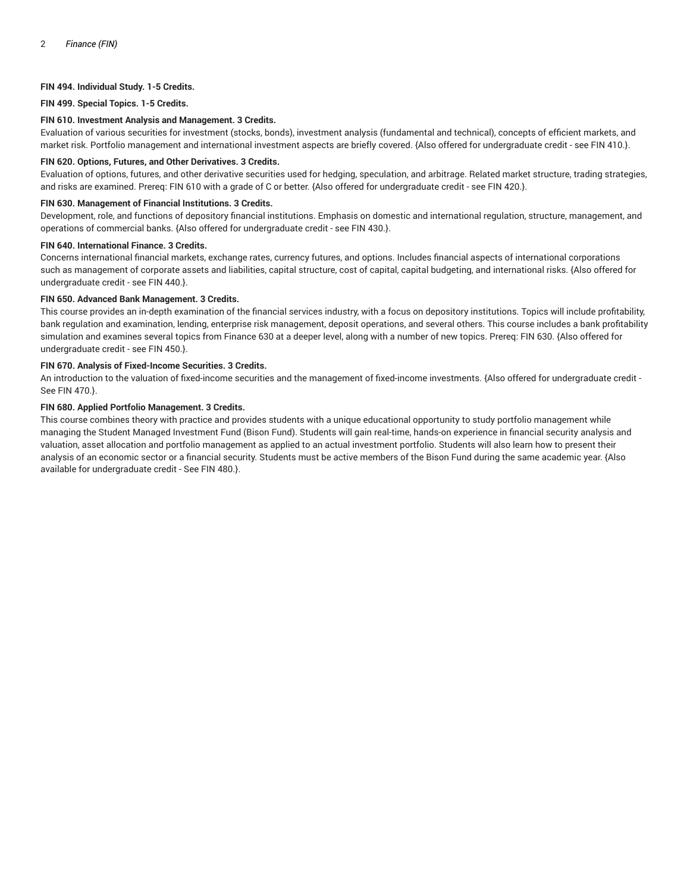**FIN 494. Individual Study. 1-5 Credits.**

**FIN 499. Special Topics. 1-5 Credits.**

**FIN 610. Investment Analysis and Management. 3 Credits.**
Evaluation of various securities for investment (stocks, bonds), investment analysis (fundamental and technical), concepts of efficient markets, and market risk. Portfolio management and international investment aspects are briefly covered. {Also offered for undergraduate credit - see FIN 410.}.

**FIN 620. Options, Futures, and Other Derivatives. 3 Credits.**
Evaluation of options, futures, and other derivative securities used for hedging, speculation, and arbitrage. Related market structure, trading strategies, and risks are examined. Prereq: FIN 610 with a grade of C or better. {Also offered for undergraduate credit - see FIN 420.}.

**FIN 630. Management of Financial Institutions. 3 Credits.**
Development, role, and functions of depository financial institutions. Emphasis on domestic and international regulation, structure, management, and operations of commercial banks. {Also offered for undergraduate credit - see FIN 430.}.

**FIN 640. International Finance. 3 Credits.**
Concerns international financial markets, exchange rates, currency futures, and options. Includes financial aspects of international corporations such as management of corporate assets and liabilities, capital structure, cost of capital, capital budgeting, and international risks. {Also offered for undergraduate credit - see FIN 440.}.

**FIN 650. Advanced Bank Management. 3 Credits.**
This course provides an in-depth examination of the financial services industry, with a focus on depository institutions. Topics will include profitability, bank regulation and examination, lending, enterprise risk management, deposit operations, and several others. This course includes a bank profitability simulation and examines several topics from Finance 630 at a deeper level, along with a number of new topics. Prereq: FIN 630. {Also offered for undergraduate credit - see FIN 450.}.

**FIN 670. Analysis of Fixed-Income Securities. 3 Credits.**
An introduction to the valuation of fixed-income securities and the management of fixed-income investments. {Also offered for undergraduate credit - See FIN 470.}.

**FIN 680. Applied Portfolio Management. 3 Credits.**
This course combines theory with practice and provides students with a unique educational opportunity to study portfolio management while managing the Student Managed Investment Fund (Bison Fund). Students will gain real-time, hands-on experience in financial security analysis and valuation, asset allocation and portfolio management as applied to an actual investment portfolio. Students will also learn how to present their analysis of an economic sector or a financial security. Students must be active members of the Bison Fund during the same academic year. {Also available for undergraduate credit - See FIN 480.}.